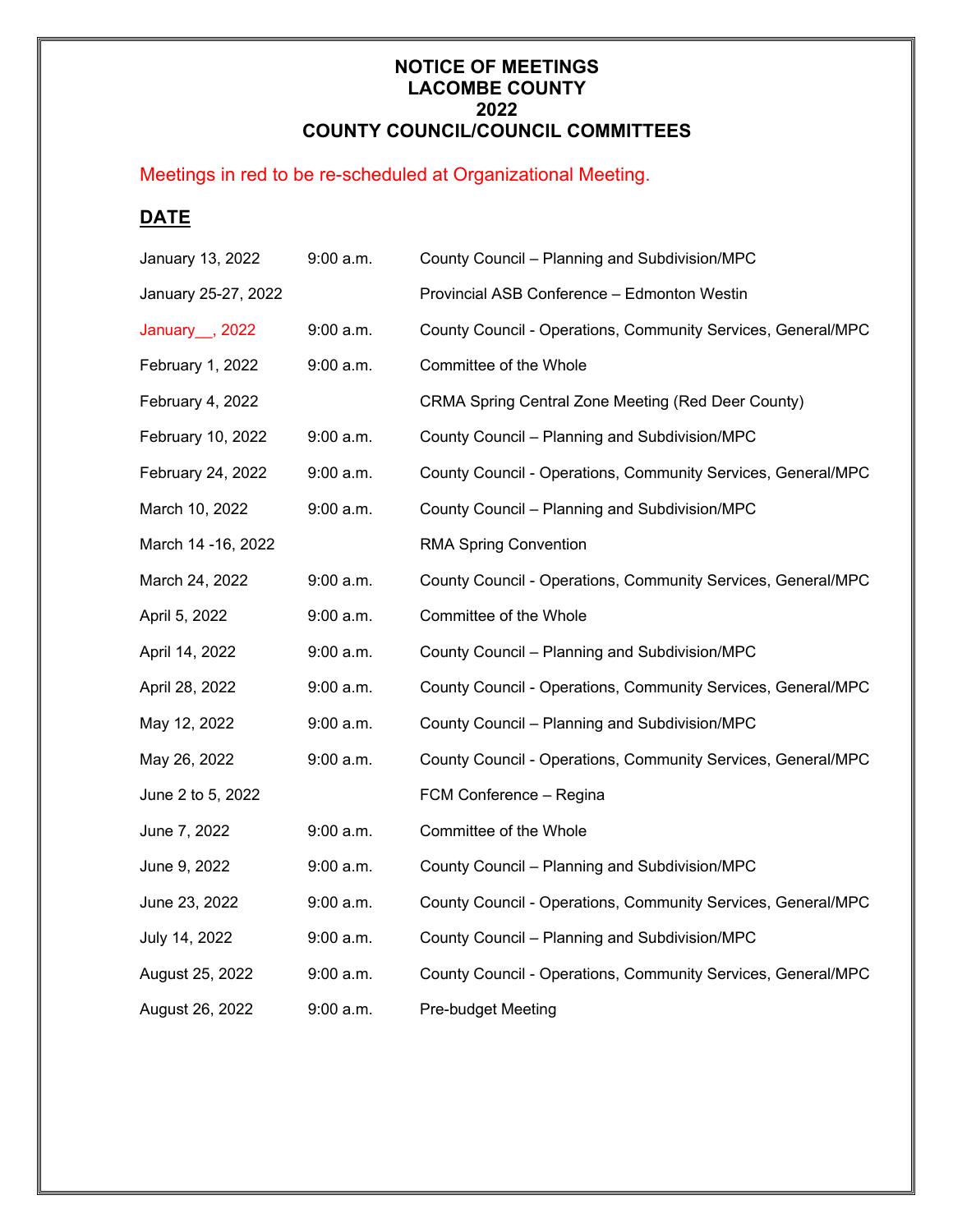# NOTICE OF MEETINGS
# LACOMBE COUNTY
# 2022
# COUNTY COUNCIL/COUNCIL COMMITTEES

Meetings in red to be re-scheduled at Organizational Meeting.

## DATE

| | | |
|---|---|---|
| January 13, 2022 | 9:00 a.m. | County Council – Planning and Subdivision/MPC |
| January 25-27, 2022 | | Provincial ASB Conference – Edmonton Westin |
| January__, 2022 | 9:00 a.m. | County Council - Operations, Community Services, General/MPC |
| February 1, 2022 | 9:00 a.m. | Committee of the Whole |
| February 4, 2022 | | CRMA Spring Central Zone Meeting (Red Deer County) |
| February 10, 2022 | 9:00 a.m. | County Council – Planning and Subdivision/MPC |
| February 24, 2022 | 9:00 a.m. | County Council - Operations, Community Services, General/MPC |
| March 10, 2022 | 9:00 a.m. | County Council – Planning and Subdivision/MPC |
| March 14 -16, 2022 | | RMA Spring Convention |
| March 24, 2022 | 9:00 a.m. | County Council - Operations, Community Services, General/MPC |
| April 5, 2022 | 9:00 a.m. | Committee of the Whole |
| April 14, 2022 | 9:00 a.m. | County Council – Planning and Subdivision/MPC |
| April 28, 2022 | 9:00 a.m. | County Council - Operations, Community Services, General/MPC |
| May 12, 2022 | 9:00 a.m. | County Council – Planning and Subdivision/MPC |
| May 26, 2022 | 9:00 a.m. | County Council - Operations, Community Services, General/MPC |
| June 2 to 5, 2022 | | FCM Conference – Regina |
| June 7, 2022 | 9:00 a.m. | Committee of the Whole |
| June 9, 2022 | 9:00 a.m. | County Council – Planning and Subdivision/MPC |
| June 23, 2022 | 9:00 a.m. | County Council - Operations, Community Services, General/MPC |
| July 14, 2022 | 9:00 a.m. | County Council – Planning and Subdivision/MPC |
| August 25, 2022 | 9:00 a.m. | County Council - Operations, Community Services, General/MPC |
| August 26, 2022 | 9:00 a.m. | Pre-budget Meeting |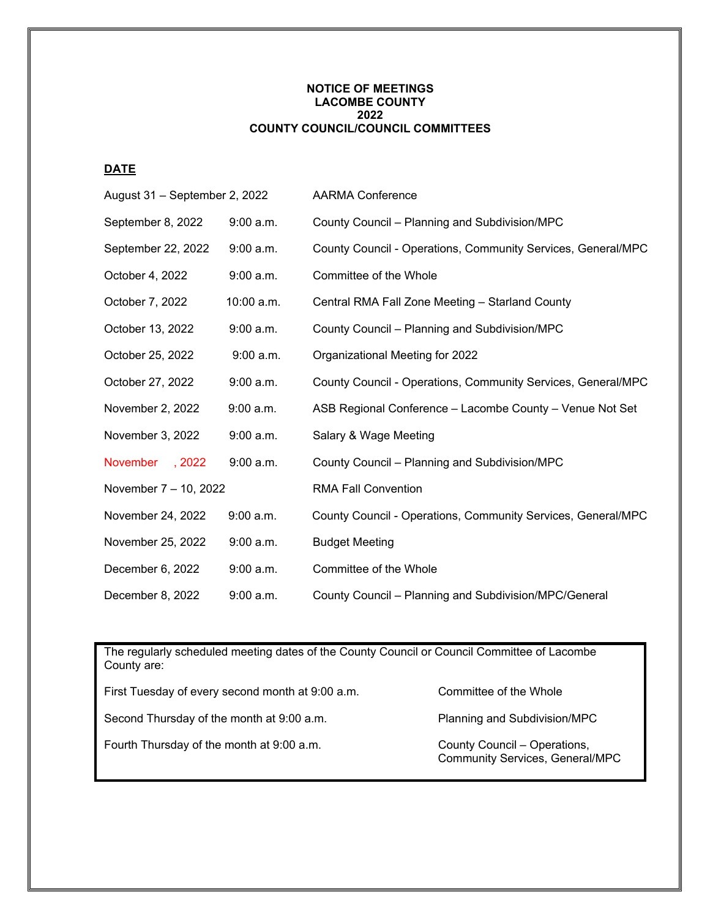**NOTICE OF MEETINGS**
**LACOMBE COUNTY**
**2022**
**COUNTY COUNCIL/COUNCIL COMMITTEES**

**DATE**

| | | |
|---|---|---|
| August 31 – September 2, 2022 | | AARMA Conference |
| September 8, 2022 | 9:00 a.m. | County Council – Planning and Subdivision/MPC |
| September 22, 2022 | 9:00 a.m. | County Council - Operations, Community Services, General/MPC |
| October 4, 2022 | 9:00 a.m. | Committee of the Whole |
| October 7, 2022 | 10:00 a.m. | Central RMA Fall Zone Meeting – Starland County |
| October 13, 2022 | 9:00 a.m. | County Council – Planning and Subdivision/MPC |
| October 25, 2022 | 9:00 a.m. | Organizational Meeting for 2022 |
| October 27, 2022 | 9:00 a.m. | County Council - Operations, Community Services, General/MPC |
| November 2, 2022 | 9:00 a.m. | ASB Regional Conference – Lacombe County – Venue Not Set |
| November 3, 2022 | 9:00 a.m. | Salary & Wage Meeting |
| November , 2022 | 9:00 a.m. | County Council – Planning and Subdivision/MPC |
| November 7 – 10, 2022 | | RMA Fall Convention |
| November 24, 2022 | 9:00 a.m. | County Council - Operations, Community Services, General/MPC |
| November 25, 2022 | 9:00 a.m. | Budget Meeting |
| December 6, 2022 | 9:00 a.m. | Committee of the Whole |
| December 8, 2022 | 9:00 a.m. | County Council – Planning and Subdivision/MPC/General |

The regularly scheduled meeting dates of the County Council or Council Committee of Lacombe County are:

| | |
|---|---|
| First Tuesday of every second month at 9:00 a.m. | Committee of the Whole |
| Second Thursday of the month at 9:00 a.m. | Planning and Subdivision/MPC |
| Fourth Thursday of the month at 9:00 a.m. | County Council – Operations, Community Services, General/MPC |